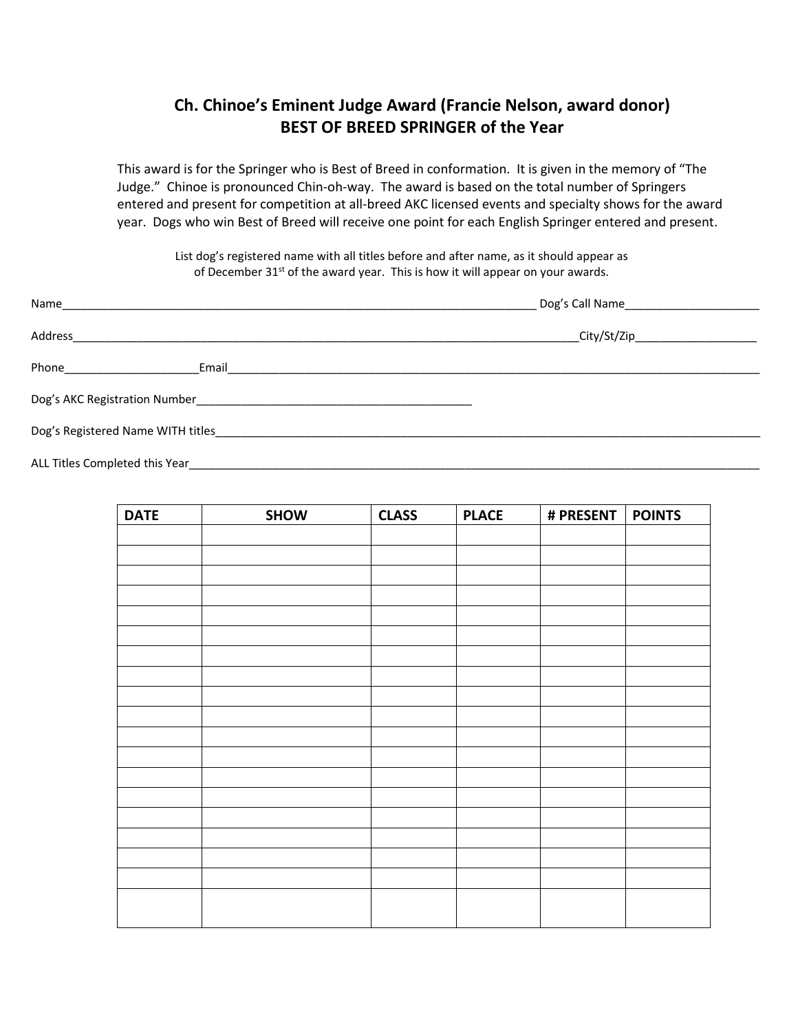## Ch. Chinoe's Eminent Judge Award (Francie Nelson, award donor)
## BEST OF BREED SPRINGER of the Year

This award is for the Springer who is Best of Breed in conformation. It is given in the memory of "The Judge." Chinoe is pronounced Chin-oh-way. The award is based on the total number of Springers entered and present for competition at all-breed AKC licensed events and specialty shows for the award year. Dogs who win Best of Breed will receive one point for each English Springer entered and present.

List dog's registered name with all titles before and after name, as it should appear as of December 31st of the award year. This is how it will appear on your awards.

Name_____________________________________________________________________________ Dog's Call Name_____________________

Address_________________________________________________________________________________City/St/Zip___________________

Phone_____________________Email___________________________________________________________________________________________

Dog's AKC Registration Number_____________________________________________

Dog's Registered Name WITH titles__________________________________________________________________________________________

ALL Titles Completed this Year_____________________________________________________________________________________________

| DATE | SHOW | CLASS | PLACE | # PRESENT | POINTS |
|---|---|---|---|---|---|
| | | | | | |
| | | | | | |
| | | | | | |
| | | | | | |
| | | | | | |
| | | | | | |
| | | | | | |
| | | | | | |
| | | | | | |
| | | | | | |
| | | | | | |
| | | | | | |
| | | | | | |
| | | | | | |
| | | | | | |
| | | | | | |
| | | | | | |
| | | | | | |
| | | | | | |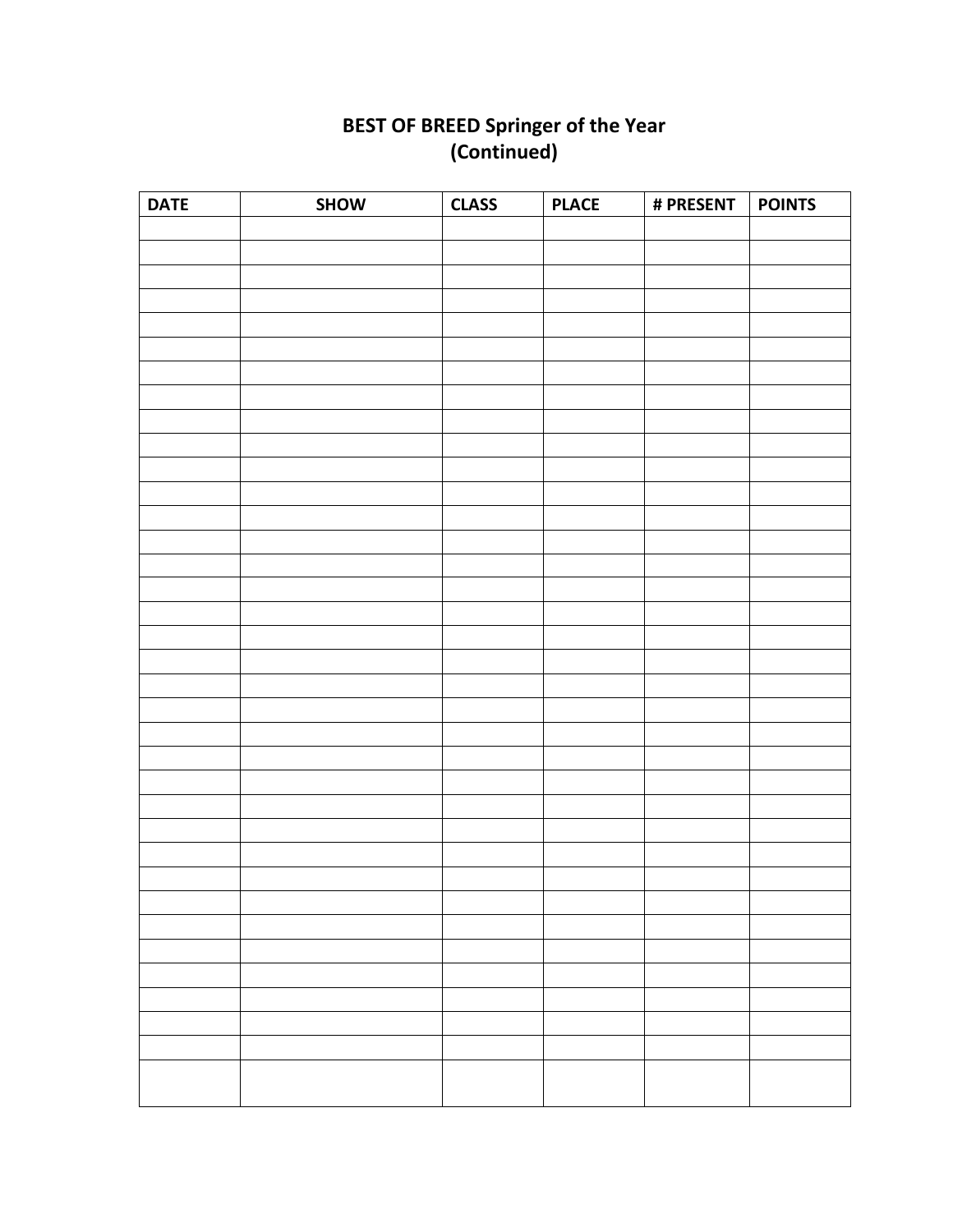# BEST OF BREED Springer of the Year
# (Continued)

| DATE | SHOW | CLASS | PLACE | # PRESENT | POINTS |
|---|---|---|---|---|---|
| | | | | | |
| | | | | | |
| | | | | | |
| | | | | | |
| | | | | | |
| | | | | | |
| | | | | | |
| | | | | | |
| | | | | | |
| | | | | | |
| | | | | | |
| | | | | | |
| | | | | | |
| | | | | | |
| | | | | | |
| | | | | | |
| | | | | | |
| | | | | | |
| | | | | | |
| | | | | | |
| | | | | | |
| | | | | | |
| | | | | | |
| | | | | | |
| | | | | | |
| | | | | | |
| | | | | | |
| | | | | | |
| | | | | | |
| | | | | | |
| | | | | | |
| | | | | | |
| | | | | | |
| | | | | | |
| | | | | | |
| | | | | | |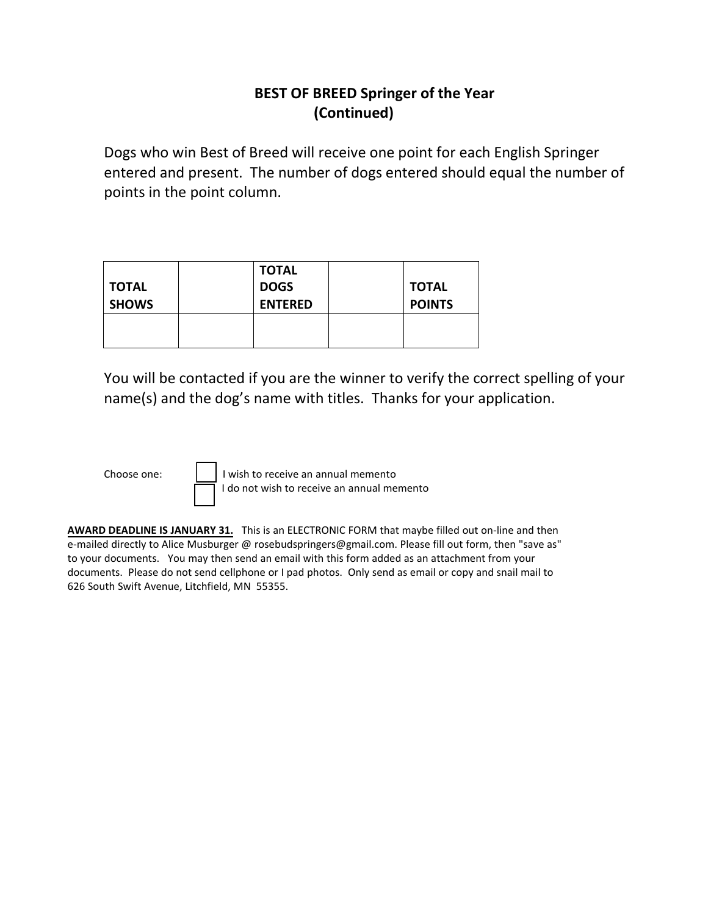# BEST OF BREED Springer of the Year (Continued)

Dogs who win Best of Breed will receive one point for each English Springer entered and present. The number of dogs entered should equal the number of points in the point column.

| TOTAL SHOWS | | TOTAL DOGS ENTERED | | TOTAL POINTS |
|---|---|---|---|---|
| | | | | |

You will be contacted if you are the winner to verify the correct spelling of your name(s) and the dog's name with titles. Thanks for your application.

Choose one:

☐ I wish to receive an annual memento

☐ I do not wish to receive an annual memento

**<u>AWARD DEADLINE IS JANUARY 31.</u>** This is an ELECTRONIC FORM that maybe filled out on-line and then e-mailed directly to Alice Musburger @ rosebudspringers@gmail.com. Please fill out form, then "save as" to your documents. You may then send an email with this form added as an attachment from your documents. Please do not send cellphone or I pad photos. Only send as email or copy and snail mail to 626 South Swift Avenue, Litchfield, MN 55355.